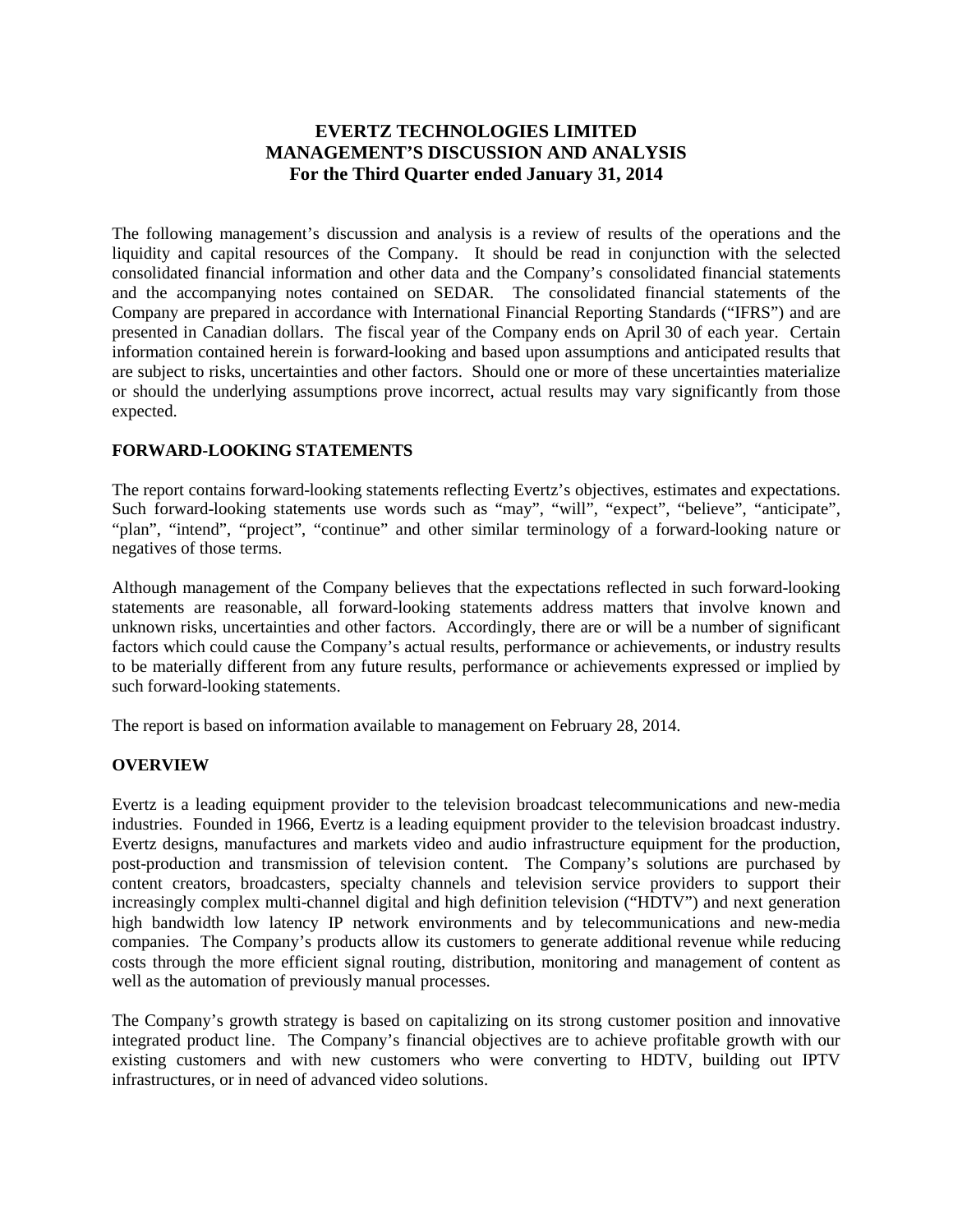# EVERTZ TECHNOLOGIES LIMITED
# MANAGEMENT'S DISCUSSION AND ANALYSIS
## For the Third Quarter ended January 31, 2014

The following management's discussion and analysis is a review of results of the operations and the liquidity and capital resources of the Company. It should be read in conjunction with the selected consolidated financial information and other data and the Company's consolidated financial statements and the accompanying notes contained on SEDAR. The consolidated financial statements of the Company are prepared in accordance with International Financial Reporting Standards ("IFRS") and are presented in Canadian dollars. The fiscal year of the Company ends on April 30 of each year. Certain information contained herein is forward-looking and based upon assumptions and anticipated results that are subject to risks, uncertainties and other factors. Should one or more of these uncertainties materialize or should the underlying assumptions prove incorrect, actual results may vary significantly from those expected.

**FORWARD-LOOKING STATEMENTS**

The report contains forward-looking statements reflecting Evertz's objectives, estimates and expectations. Such forward-looking statements use words such as "may", "will", "expect", "believe", "anticipate", "plan", "intend", "project", "continue" and other similar terminology of a forward-looking nature or negatives of those terms.

Although management of the Company believes that the expectations reflected in such forward-looking statements are reasonable, all forward-looking statements address matters that involve known and unknown risks, uncertainties and other factors. Accordingly, there are or will be a number of significant factors which could cause the Company's actual results, performance or achievements, or industry results to be materially different from any future results, performance or achievements expressed or implied by such forward-looking statements.

The report is based on information available to management on February 28, 2014.

**OVERVIEW**

Evertz is a leading equipment provider to the television broadcast telecommunications and new-media industries. Founded in 1966, Evertz is a leading equipment provider to the television broadcast industry. Evertz designs, manufactures and markets video and audio infrastructure equipment for the production, post-production and transmission of television content. The Company's solutions are purchased by content creators, broadcasters, specialty channels and television service providers to support their increasingly complex multi-channel digital and high definition television ("HDTV") and next generation high bandwidth low latency IP network environments and by telecommunications and new-media companies. The Company's products allow its customers to generate additional revenue while reducing costs through the more efficient signal routing, distribution, monitoring and management of content as well as the automation of previously manual processes.

The Company's growth strategy is based on capitalizing on its strong customer position and innovative integrated product line. The Company's financial objectives are to achieve profitable growth with our existing customers and with new customers who were converting to HDTV, building out IPTV infrastructures, or in need of advanced video solutions.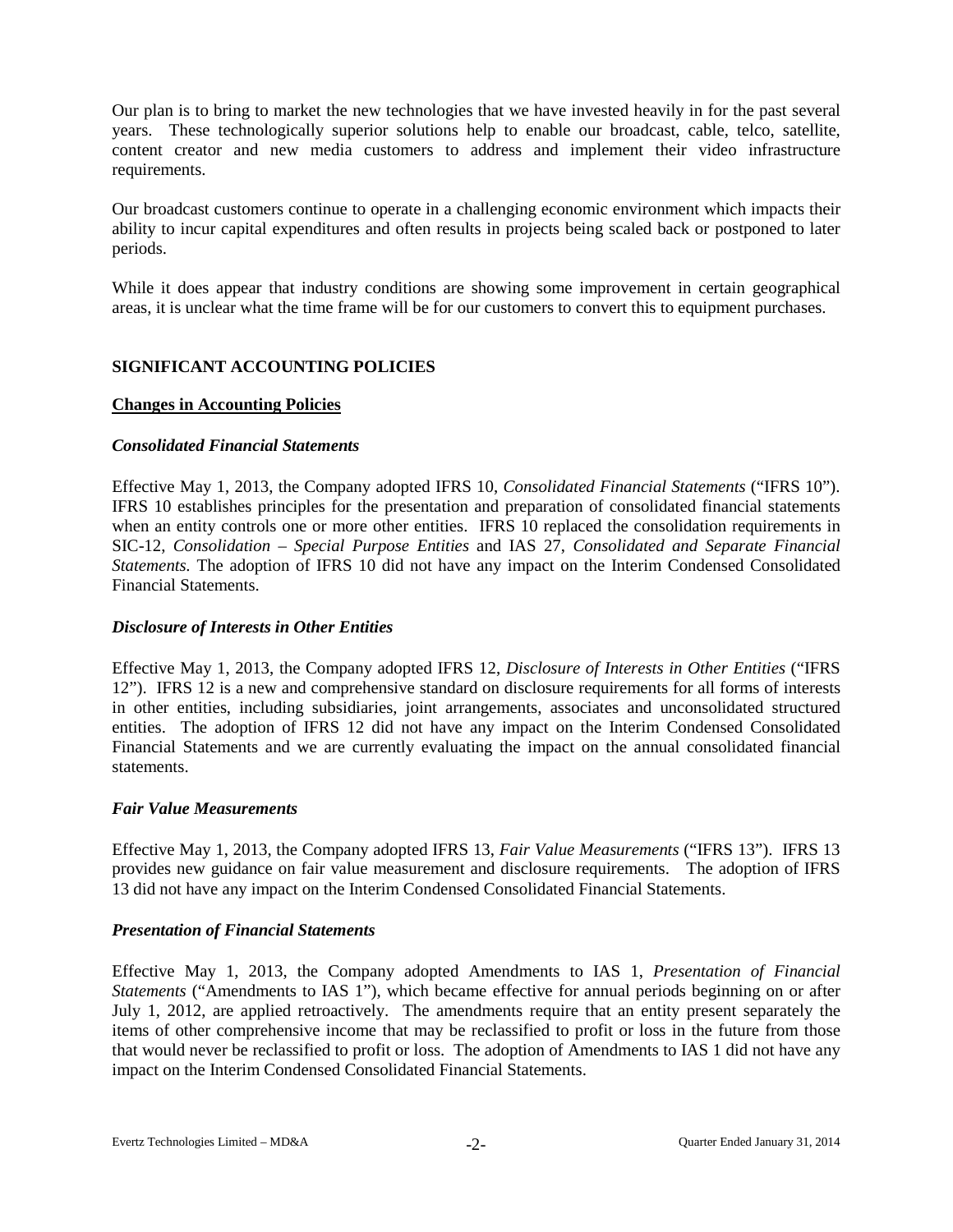Our plan is to bring to market the new technologies that we have invested heavily in for the past several years. These technologically superior solutions help to enable our broadcast, cable, telco, satellite, content creator and new media customers to address and implement their video infrastructure requirements.

Our broadcast customers continue to operate in a challenging economic environment which impacts their ability to incur capital expenditures and often results in projects being scaled back or postponed to later periods.

While it does appear that industry conditions are showing some improvement in certain geographical areas, it is unclear what the time frame will be for our customers to convert this to equipment purchases.

## SIGNIFICANT ACCOUNTING POLICIES

### Changes in Accounting Policies

#### *Consolidated Financial Statements*

Effective May 1, 2013, the Company adopted IFRS 10, *Consolidated Financial Statements* ("IFRS 10"). IFRS 10 establishes principles for the presentation and preparation of consolidated financial statements when an entity controls one or more other entities. IFRS 10 replaced the consolidation requirements in SIC-12, *Consolidation – Special Purpose Entities* and IAS 27, *Consolidated and Separate Financial Statements.* The adoption of IFRS 10 did not have any impact on the Interim Condensed Consolidated Financial Statements.

#### *Disclosure of Interests in Other Entities*

Effective May 1, 2013, the Company adopted IFRS 12, *Disclosure of Interests in Other Entities* ("IFRS 12"). IFRS 12 is a new and comprehensive standard on disclosure requirements for all forms of interests in other entities, including subsidiaries, joint arrangements, associates and unconsolidated structured entities. The adoption of IFRS 12 did not have any impact on the Interim Condensed Consolidated Financial Statements and we are currently evaluating the impact on the annual consolidated financial statements.

#### *Fair Value Measurements*

Effective May 1, 2013, the Company adopted IFRS 13, *Fair Value Measurements* ("IFRS 13"). IFRS 13 provides new guidance on fair value measurement and disclosure requirements. The adoption of IFRS 13 did not have any impact on the Interim Condensed Consolidated Financial Statements.

#### *Presentation of Financial Statements*

Effective May 1, 2013, the Company adopted Amendments to IAS 1, *Presentation of Financial Statements* ("Amendments to IAS 1"), which became effective for annual periods beginning on or after July 1, 2012, are applied retroactively. The amendments require that an entity present separately the items of other comprehensive income that may be reclassified to profit or loss in the future from those that would never be reclassified to profit or loss. The adoption of Amendments to IAS 1 did not have any impact on the Interim Condensed Consolidated Financial Statements.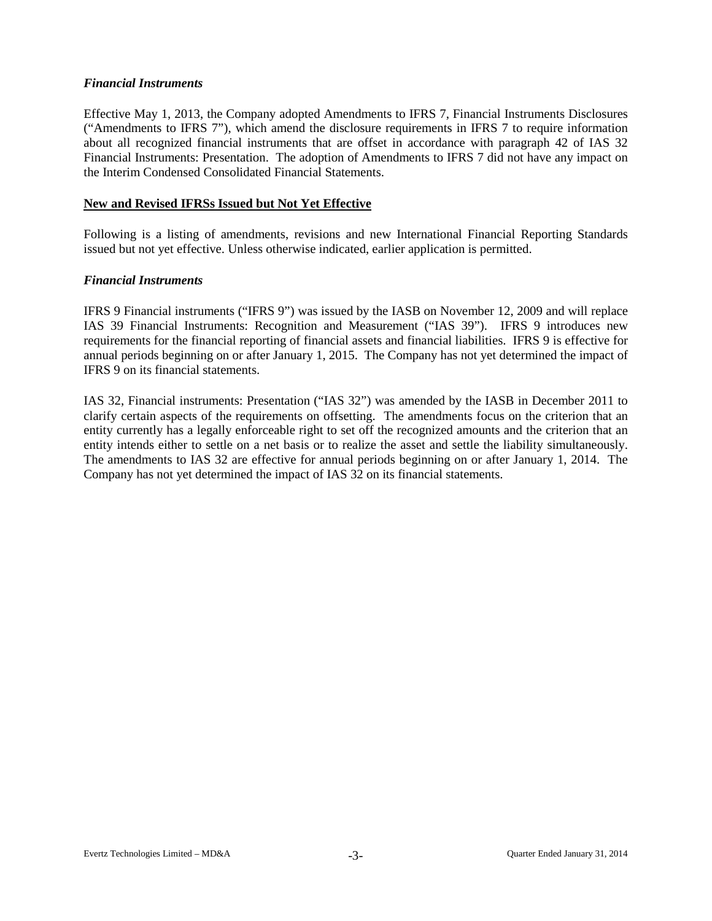### *Financial Instruments*

Effective May 1, 2013, the Company adopted Amendments to IFRS 7, Financial Instruments Disclosures ("Amendments to IFRS 7"), which amend the disclosure requirements in IFRS 7 to require information about all recognized financial instruments that are offset in accordance with paragraph 42 of IAS 32 Financial Instruments: Presentation. The adoption of Amendments to IFRS 7 did not have any impact on the Interim Condensed Consolidated Financial Statements.

## New and Revised IFRSs Issued but Not Yet Effective

Following is a listing of amendments, revisions and new International Financial Reporting Standards issued but not yet effective. Unless otherwise indicated, earlier application is permitted.

### *Financial Instruments*

IFRS 9 Financial instruments ("IFRS 9") was issued by the IASB on November 12, 2009 and will replace IAS 39 Financial Instruments: Recognition and Measurement ("IAS 39"). IFRS 9 introduces new requirements for the financial reporting of financial assets and financial liabilities. IFRS 9 is effective for annual periods beginning on or after January 1, 2015. The Company has not yet determined the impact of IFRS 9 on its financial statements.

IAS 32, Financial instruments: Presentation ("IAS 32") was amended by the IASB in December 2011 to clarify certain aspects of the requirements on offsetting. The amendments focus on the criterion that an entity currently has a legally enforceable right to set off the recognized amounts and the criterion that an entity intends either to settle on a net basis or to realize the asset and settle the liability simultaneously. The amendments to IAS 32 are effective for annual periods beginning on or after January 1, 2014. The Company has not yet determined the impact of IAS 32 on its financial statements.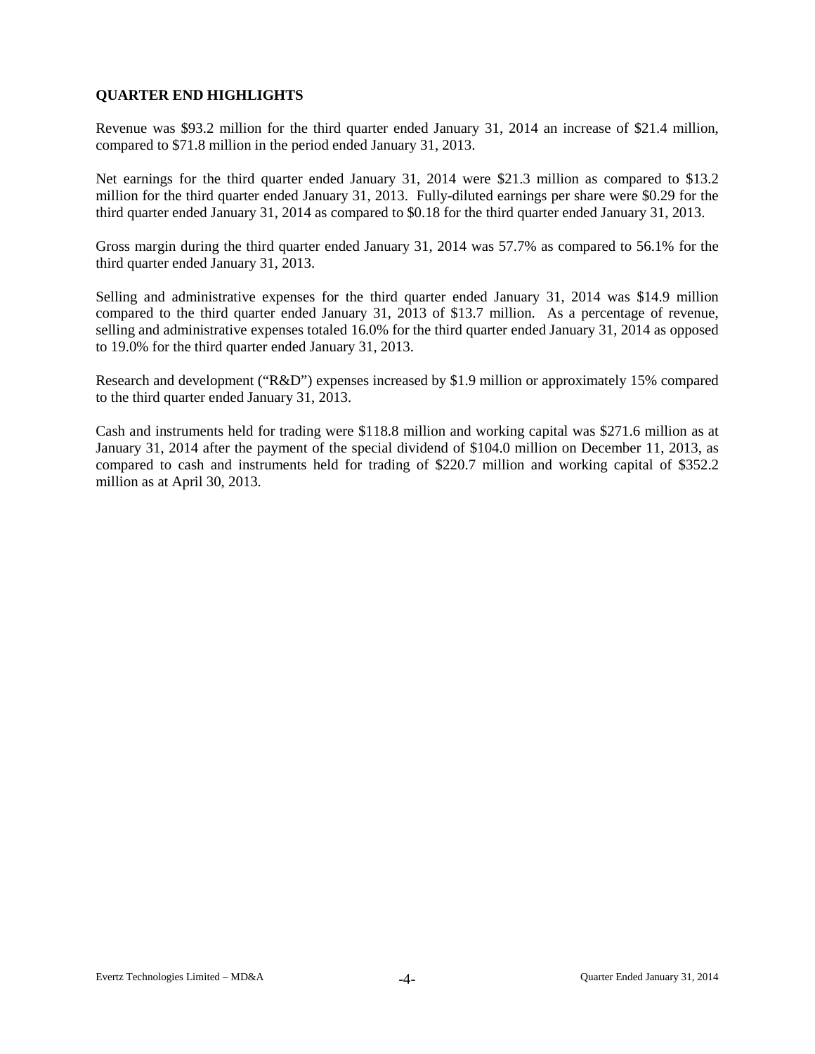## QUARTER END HIGHLIGHTS

Revenue was $93.2 million for the third quarter ended January 31, 2014 an increase of $21.4 million, compared to $71.8 million in the period ended January 31, 2013.

Net earnings for the third quarter ended January 31, 2014 were $21.3 million as compared to $13.2 million for the third quarter ended January 31, 2013. Fully-diluted earnings per share were $0.29 for the third quarter ended January 31, 2014 as compared to $0.18 for the third quarter ended January 31, 2013.

Gross margin during the third quarter ended January 31, 2014 was 57.7% as compared to 56.1% for the third quarter ended January 31, 2013.

Selling and administrative expenses for the third quarter ended January 31, 2014 was $14.9 million compared to the third quarter ended January 31, 2013 of $13.7 million. As a percentage of revenue, selling and administrative expenses totaled 16.0% for the third quarter ended January 31, 2014 as opposed to 19.0% for the third quarter ended January 31, 2013.

Research and development ("R&D") expenses increased by $1.9 million or approximately 15% compared to the third quarter ended January 31, 2013.

Cash and instruments held for trading were $118.8 million and working capital was $271.6 million as at January 31, 2014 after the payment of the special dividend of $104.0 million on December 11, 2013, as compared to cash and instruments held for trading of $220.7 million and working capital of $352.2 million as at April 30, 2013.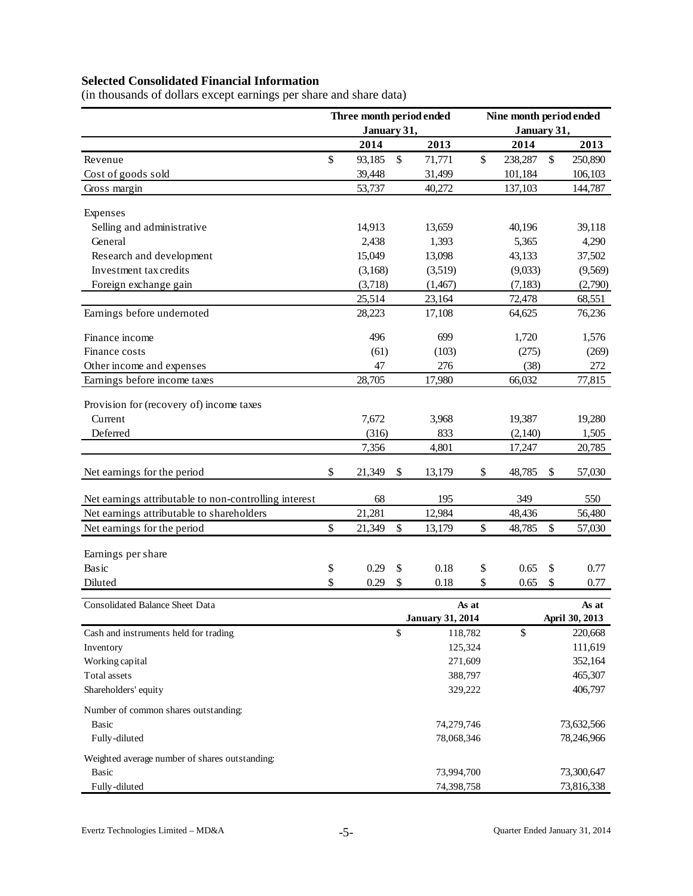**Selected Consolidated Financial Information**

(in thousands of dollars except earnings per share and share data)

| | Three month period ended January 31, | | Nine month period ended January 31, | |
|---|---|---|---|---|
| | 2014 | 2013 | 2014 | 2013 |
| Revenue | $ 93,185 | $ 71,771 | $ 238,287 | $ 250,890 |
| Cost of goods sold | 39,448 | 31,499 | 101,184 | 106,103 |
| Gross margin | 53,737 | 40,272 | 137,103 | 144,787 |
| Expenses | | | | |
| Selling and administrative | 14,913 | 13,659 | 40,196 | 39,118 |
| General | 2,438 | 1,393 | 5,365 | 4,290 |
| Research and development | 15,049 | 13,098 | 43,133 | 37,502 |
| Investment tax credits | (3,168) | (3,519) | (9,033) | (9,569) |
| Foreign exchange gain | (3,718) | (1,467) | (7,183) | (2,790) |
| | 25,514 | 23,164 | 72,478 | 68,551 |
| Earnings before undernoted | 28,223 | 17,108 | 64,625 | 76,236 |
| Finance income | 496 | 699 | 1,720 | 1,576 |
| Finance costs | (61) | (103) | (275) | (269) |
| Other income and expenses | 47 | 276 | (38) | 272 |
| Earnings before income taxes | 28,705 | 17,980 | 66,032 | 77,815 |
| Provision for (recovery of) income taxes | | | | |
| Current | 7,672 | 3,968 | 19,387 | 19,280 |
| Deferred | (316) | 833 | (2,140) | 1,505 |
| | 7,356 | 4,801 | 17,247 | 20,785 |
| Net earnings for the period | $ 21,349 | $ 13,179 | $ 48,785 | $ 57,030 |
| Net earnings attributable to non-controlling interest | 68 | 195 | 349 | 550 |
| Net earnings attributable to shareholders | 21,281 | 12,984 | 48,436 | 56,480 |
| Net earnings for the period | $ 21,349 | $ 13,179 | $ 48,785 | $ 57,030 |
| Earnings per share | | | | |
| Basic | $ 0.29 | $ 0.18 | $ 0.65 | $ 0.77 |
| Diluted | $ 0.29 | $ 0.18 | $ 0.65 | $ 0.77 |

| Consolidated Balance Sheet Data | As at January 31, 2014 | As at April 30, 2013 |
|---|---|---|
| Cash and instruments held for trading | $ 118,782 | $ 220,668 |
| Inventory | 125,324 | 111,619 |
| Working capital | 271,609 | 352,164 |
| Total assets | 388,797 | 465,307 |
| Shareholders' equity | 329,222 | 406,797 |
| Number of common shares outstanding: | | |
| Basic | 74,279,746 | 73,632,566 |
| Fully-diluted | 78,068,346 | 78,246,966 |
| Weighted average number of shares outstanding: | | |
| Basic | 73,994,700 | 73,300,647 |
| Fully-diluted | 74,398,758 | 73,816,338 |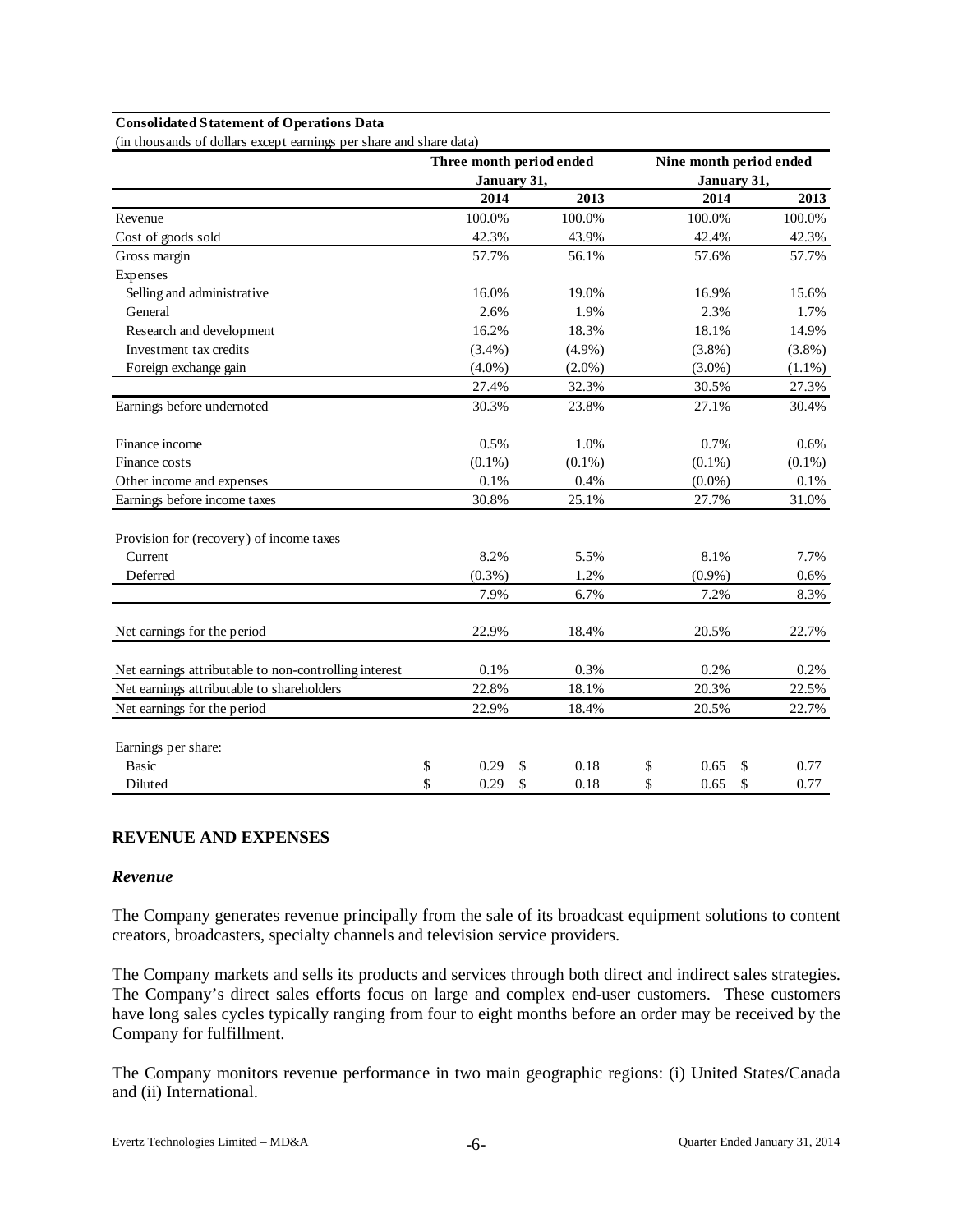**Consolidated Statement of Operations Data**

(in thousands of dollars except earnings per share and share data)

| | Three month period ended January 31, | | Nine month period ended January 31, | |
|---|---|---|---|---|
| | 2014 | 2013 | 2014 | 2013 |
| Revenue | 100.0% | 100.0% | 100.0% | 100.0% |
| Cost of goods sold | 42.3% | 43.9% | 42.4% | 42.3% |
| Gross margin | 57.7% | 56.1% | 57.6% | 57.7% |
| Expenses | | | | |
| Selling and administrative | 16.0% | 19.0% | 16.9% | 15.6% |
| General | 2.6% | 1.9% | 2.3% | 1.7% |
| Research and development | 16.2% | 18.3% | 18.1% | 14.9% |
| Investment tax credits | (3.4%) | (4.9%) | (3.8%) | (3.8%) |
| Foreign exchange gain | (4.0%) | (2.0%) | (3.0%) | (1.1%) |
| | 27.4% | 32.3% | 30.5% | 27.3% |
| Earnings before undernoted | 30.3% | 23.8% | 27.1% | 30.4% |
| Finance income | 0.5% | 1.0% | 0.7% | 0.6% |
| Finance costs | (0.1%) | (0.1%) | (0.1%) | (0.1%) |
| Other income and expenses | 0.1% | 0.4% | (0.0%) | 0.1% |
| Earnings before income taxes | 30.8% | 25.1% | 27.7% | 31.0% |
| Provision for (recovery) of income taxes | | | | |
| Current | 8.2% | 5.5% | 8.1% | 7.7% |
| Deferred | (0.3%) | 1.2% | (0.9%) | 0.6% |
| | 7.9% | 6.7% | 7.2% | 8.3% |
| Net earnings for the period | 22.9% | 18.4% | 20.5% | 22.7% |
| Net earnings attributable to non-controlling interest | 0.1% | 0.3% | 0.2% | 0.2% |
| Net earnings attributable to shareholders | 22.8% | 18.1% | 20.3% | 22.5% |
| Net earnings for the period | 22.9% | 18.4% | 20.5% | 22.7% |
| Earnings per share: | | | | |
| Basic | $ 0.29 | $ 0.18 | $ 0.65 | $ 0.77 |
| Diluted | $ 0.29 | $ 0.18 | $ 0.65 | $ 0.77 |

## REVENUE AND EXPENSES

### *Revenue*

The Company generates revenue principally from the sale of its broadcast equipment solutions to content creators, broadcasters, specialty channels and television service providers.

The Company markets and sells its products and services through both direct and indirect sales strategies. The Company's direct sales efforts focus on large and complex end-user customers. These customers have long sales cycles typically ranging from four to eight months before an order may be received by the Company for fulfillment.

The Company monitors revenue performance in two main geographic regions: (i) United States/Canada and (ii) International.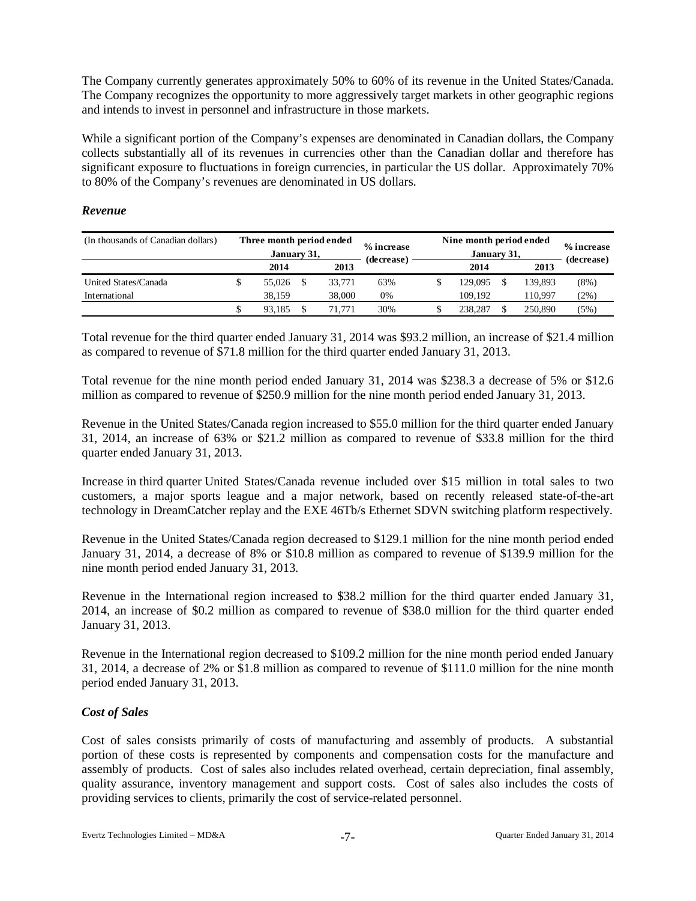The Company currently generates approximately 50% to 60% of its revenue in the United States/Canada. The Company recognizes the opportunity to more aggressively target markets in other geographic regions and intends to invest in personnel and infrastructure in those markets.

While a significant portion of the Company's expenses are denominated in Canadian dollars, the Company collects substantially all of its revenues in currencies other than the Canadian dollar and therefore has significant exposure to fluctuations in foreign currencies, in particular the US dollar. Approximately 70% to 80% of the Company's revenues are denominated in US dollars.

### *Revenue*

| (In thousands of Canadian dollars) | Three month period ended January 31, | | % increase (decrease) | Nine month period ended January 31, | | % increase (decrease) |
|---|---|---|---|---|---|---|
| | 2014 | 2013 | | 2014 | 2013 | |
| United States/Canada | $ 55,026 | $ 33,771 | 63% | $ 129,095 | $ 139,893 | (8%) |
| International | 38,159 | 38,000 | 0% | 109,192 | 110,997 | (2%) |
| | $ 93,185 | $ 71,771 | 30% | $ 238,287 | $ 250,890 | (5%) |

Total revenue for the third quarter ended January 31, 2014 was $93.2 million, an increase of $21.4 million as compared to revenue of $71.8 million for the third quarter ended January 31, 2013.

Total revenue for the nine month period ended January 31, 2014 was $238.3 a decrease of 5% or $12.6 million as compared to revenue of $250.9 million for the nine month period ended January 31, 2013.

Revenue in the United States/Canada region increased to $55.0 million for the third quarter ended January 31, 2014, an increase of 63% or $21.2 million as compared to revenue of $33.8 million for the third quarter ended January 31, 2013.

Increase in third quarter United States/Canada revenue included over $15 million in total sales to two customers, a major sports league and a major network, based on recently released state-of-the-art technology in DreamCatcher replay and the EXE 46Tb/s Ethernet SDVN switching platform respectively.

Revenue in the United States/Canada region decreased to $129.1 million for the nine month period ended January 31, 2014, a decrease of 8% or $10.8 million as compared to revenue of $139.9 million for the nine month period ended January 31, 2013.

Revenue in the International region increased to $38.2 million for the third quarter ended January 31, 2014, an increase of $0.2 million as compared to revenue of $38.0 million for the third quarter ended January 31, 2013.

Revenue in the International region decreased to $109.2 million for the nine month period ended January 31, 2014, a decrease of 2% or $1.8 million as compared to revenue of $111.0 million for the nine month period ended January 31, 2013.

### *Cost of Sales*

Cost of sales consists primarily of costs of manufacturing and assembly of products. A substantial portion of these costs is represented by components and compensation costs for the manufacture and assembly of products. Cost of sales also includes related overhead, certain depreciation, final assembly, quality assurance, inventory management and support costs. Cost of sales also includes the costs of providing services to clients, primarily the cost of service-related personnel.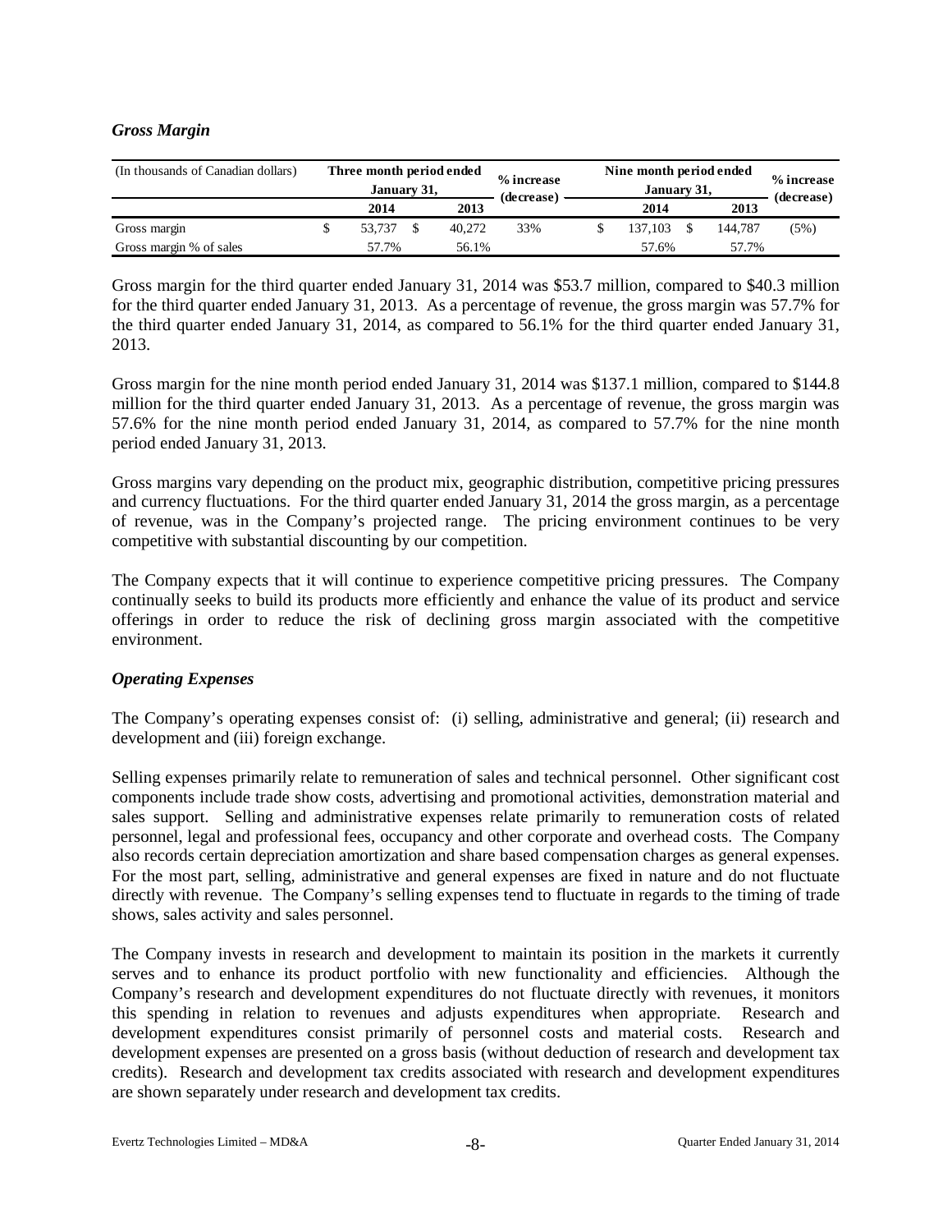### *Gross Margin*

| (In thousands of Canadian dollars) | Three month period ended January 31, | | % increase (decrease) | Nine month period ended January 31, | | % increase (decrease) |
|---|---|---|---|---|---|---|
| | 2014 | 2013 | | 2014 | 2013 | |
| Gross margin | $ 53,737 | $ 40,272 | 33% | $ 137,103 | $ 144,787 | (5%) |
| Gross margin % of sales | 57.7% | 56.1% | | 57.6% | 57.7% | |

Gross margin for the third quarter ended January 31, 2014 was $53.7 million, compared to $40.3 million for the third quarter ended January 31, 2013. As a percentage of revenue, the gross margin was 57.7% for the third quarter ended January 31, 2014, as compared to 56.1% for the third quarter ended January 31, 2013.

Gross margin for the nine month period ended January 31, 2014 was $137.1 million, compared to $144.8 million for the third quarter ended January 31, 2013. As a percentage of revenue, the gross margin was 57.6% for the nine month period ended January 31, 2014, as compared to 57.7% for the nine month period ended January 31, 2013.

Gross margins vary depending on the product mix, geographic distribution, competitive pricing pressures and currency fluctuations. For the third quarter ended January 31, 2014 the gross margin, as a percentage of revenue, was in the Company's projected range. The pricing environment continues to be very competitive with substantial discounting by our competition.

The Company expects that it will continue to experience competitive pricing pressures. The Company continually seeks to build its products more efficiently and enhance the value of its product and service offerings in order to reduce the risk of declining gross margin associated with the competitive environment.

### *Operating Expenses*

The Company's operating expenses consist of: (i) selling, administrative and general; (ii) research and development and (iii) foreign exchange.

Selling expenses primarily relate to remuneration of sales and technical personnel. Other significant cost components include trade show costs, advertising and promotional activities, demonstration material and sales support. Selling and administrative expenses relate primarily to remuneration costs of related personnel, legal and professional fees, occupancy and other corporate and overhead costs. The Company also records certain depreciation amortization and share based compensation charges as general expenses. For the most part, selling, administrative and general expenses are fixed in nature and do not fluctuate directly with revenue. The Company's selling expenses tend to fluctuate in regards to the timing of trade shows, sales activity and sales personnel.

The Company invests in research and development to maintain its position in the markets it currently serves and to enhance its product portfolio with new functionality and efficiencies. Although the Company's research and development expenditures do not fluctuate directly with revenues, it monitors this spending in relation to revenues and adjusts expenditures when appropriate. Research and development expenditures consist primarily of personnel costs and material costs. Research and development expenses are presented on a gross basis (without deduction of research and development tax credits). Research and development tax credits associated with research and development expenditures are shown separately under research and development tax credits.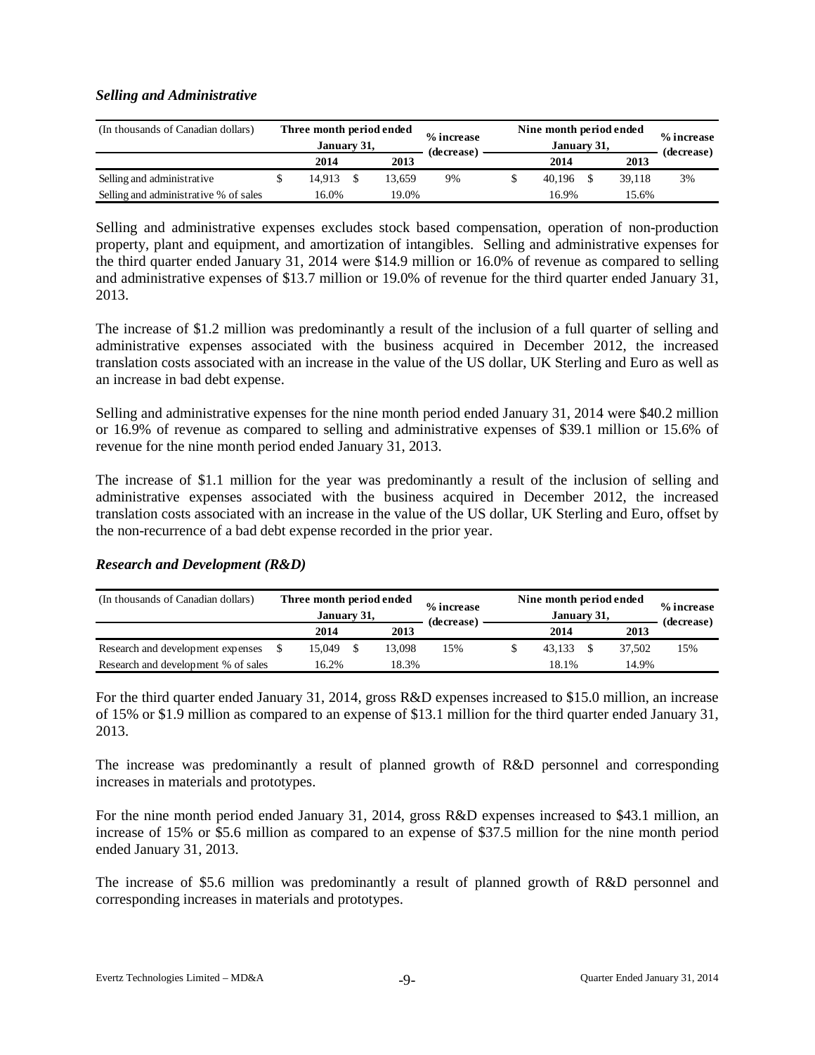### *Selling and Administrative*

| (In thousands of Canadian dollars) | Three month period ended January 31, | | % increase (decrease) | Nine month period ended January 31, | | % increase (decrease) |
|---|---|---|---|---|---|---|
| | 2014 | 2013 | | 2014 | 2013 | |
| Selling and administrative | $ 14,913 | $ 13,659 | 9% | $ 40,196 | $ 39,118 | 3% |
| Selling and administrative % of sales | 16.0% | 19.0% | | 16.9% | 15.6% | |

Selling and administrative expenses excludes stock based compensation, operation of non-production property, plant and equipment, and amortization of intangibles. Selling and administrative expenses for the third quarter ended January 31, 2014 were $14.9 million or 16.0% of revenue as compared to selling and administrative expenses of $13.7 million or 19.0% of revenue for the third quarter ended January 31, 2013.

The increase of $1.2 million was predominantly a result of the inclusion of a full quarter of selling and administrative expenses associated with the business acquired in December 2012, the increased translation costs associated with an increase in the value of the US dollar, UK Sterling and Euro as well as an increase in bad debt expense.

Selling and administrative expenses for the nine month period ended January 31, 2014 were $40.2 million or 16.9% of revenue as compared to selling and administrative expenses of $39.1 million or 15.6% of revenue for the nine month period ended January 31, 2013.

The increase of $1.1 million for the year was predominantly a result of the inclusion of selling and administrative expenses associated with the business acquired in December 2012, the increased translation costs associated with an increase in the value of the US dollar, UK Sterling and Euro, offset by the non-recurrence of a bad debt expense recorded in the prior year.

### *Research and Development (R&D)*

| (In thousands of Canadian dollars) | Three month period ended January 31, | | % increase (decrease) | Nine month period ended January 31, | | % increase (decrease) |
|---|---|---|---|---|---|---|
| | 2014 | 2013 | | 2014 | 2013 | |
| Research and development expenses | $ 15,049 | $ 13,098 | 15% | $ 43,133 | $ 37,502 | 15% |
| Research and development % of sales | 16.2% | 18.3% | | 18.1% | 14.9% | |

For the third quarter ended January 31, 2014, gross R&D expenses increased to $15.0 million, an increase of 15% or $1.9 million as compared to an expense of $13.1 million for the third quarter ended January 31, 2013.

The increase was predominantly a result of planned growth of R&D personnel and corresponding increases in materials and prototypes.

For the nine month period ended January 31, 2014, gross R&D expenses increased to $43.1 million, an increase of 15% or $5.6 million as compared to an expense of $37.5 million for the nine month period ended January 31, 2013.

The increase of $5.6 million was predominantly a result of planned growth of R&D personnel and corresponding increases in materials and prototypes.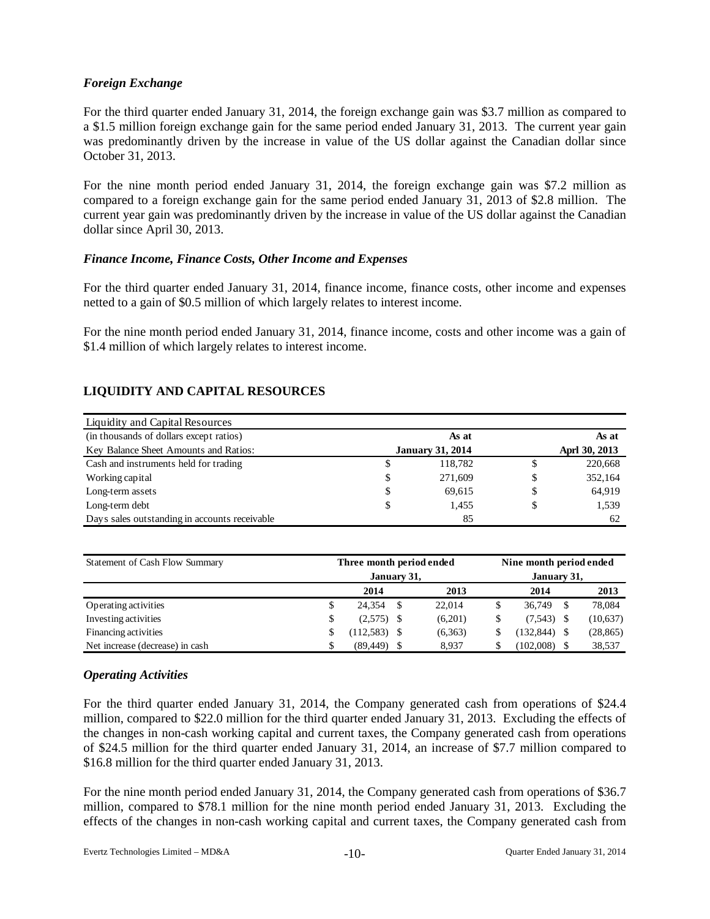### *Foreign Exchange*

For the third quarter ended January 31, 2014, the foreign exchange gain was \$3.7 million as compared to a \$1.5 million foreign exchange gain for the same period ended January 31, 2013. The current year gain was predominantly driven by the increase in value of the US dollar against the Canadian dollar since October 31, 2013.

For the nine month period ended January 31, 2014, the foreign exchange gain was \$7.2 million as compared to a foreign exchange gain for the same period ended January 31, 2013 of \$2.8 million. The current year gain was predominantly driven by the increase in value of the US dollar against the Canadian dollar since April 30, 2013.

### *Finance Income, Finance Costs, Other Income and Expenses*

For the third quarter ended January 31, 2014, finance income, finance costs, other income and expenses netted to a gain of \$0.5 million of which largely relates to interest income.

For the nine month period ended January 31, 2014, finance income, costs and other income was a gain of \$1.4 million of which largely relates to interest income.

## LIQUIDITY AND CAPITAL RESOURCES

| Liquidity and Capital Resources | | | | |
|---|---|---|---|---|
| (in thousands of dollars except ratios) | | **As at** | | **As at** |
| Key Balance Sheet Amounts and Ratios: | | **January 31, 2014** | | **Aprl 30, 2013** |
| Cash and instruments held for trading | \$ | 118,782 | \$ | 220,668 |
| Working capital | \$ | 271,609 | \$ | 352,164 |
| Long-term assets | \$ | 69,615 | \$ | 64,919 |
| Long-term debt | \$ | 1,455 | \$ | 1,539 |
| Days sales outstanding in accounts receivable | | 85 | | 62 |

| Statement of Cash Flow Summary | **Three month period ended January 31,** | | **Nine month period ended January 31,** | |
|---|---|---|---|---|
| | **2014** | **2013** | **2014** | **2013** |
| Operating activities | \$ 24,354 | \$ 22,014 | \$ 36,749 | \$ 78,084 |
| Investing activities | \$ (2,575) | \$ (6,201) | \$ (7,543) | \$ (10,637) |
| Financing activities | \$ (112,583) | \$ (6,363) | \$ (132,844) | \$ (28,865) |
| Net increase (decrease) in cash | \$ (89,449) | \$ 8,937 | \$ (102,008) | \$ 38,537 |

### *Operating Activities*

For the third quarter ended January 31, 2014, the Company generated cash from operations of \$24.4 million, compared to \$22.0 million for the third quarter ended January 31, 2013. Excluding the effects of the changes in non-cash working capital and current taxes, the Company generated cash from operations of \$24.5 million for the third quarter ended January 31, 2014, an increase of \$7.7 million compared to \$16.8 million for the third quarter ended January 31, 2013.

For the nine month period ended January 31, 2014, the Company generated cash from operations of \$36.7 million, compared to \$78.1 million for the nine month period ended January 31, 2013. Excluding the effects of the changes in non-cash working capital and current taxes, the Company generated cash from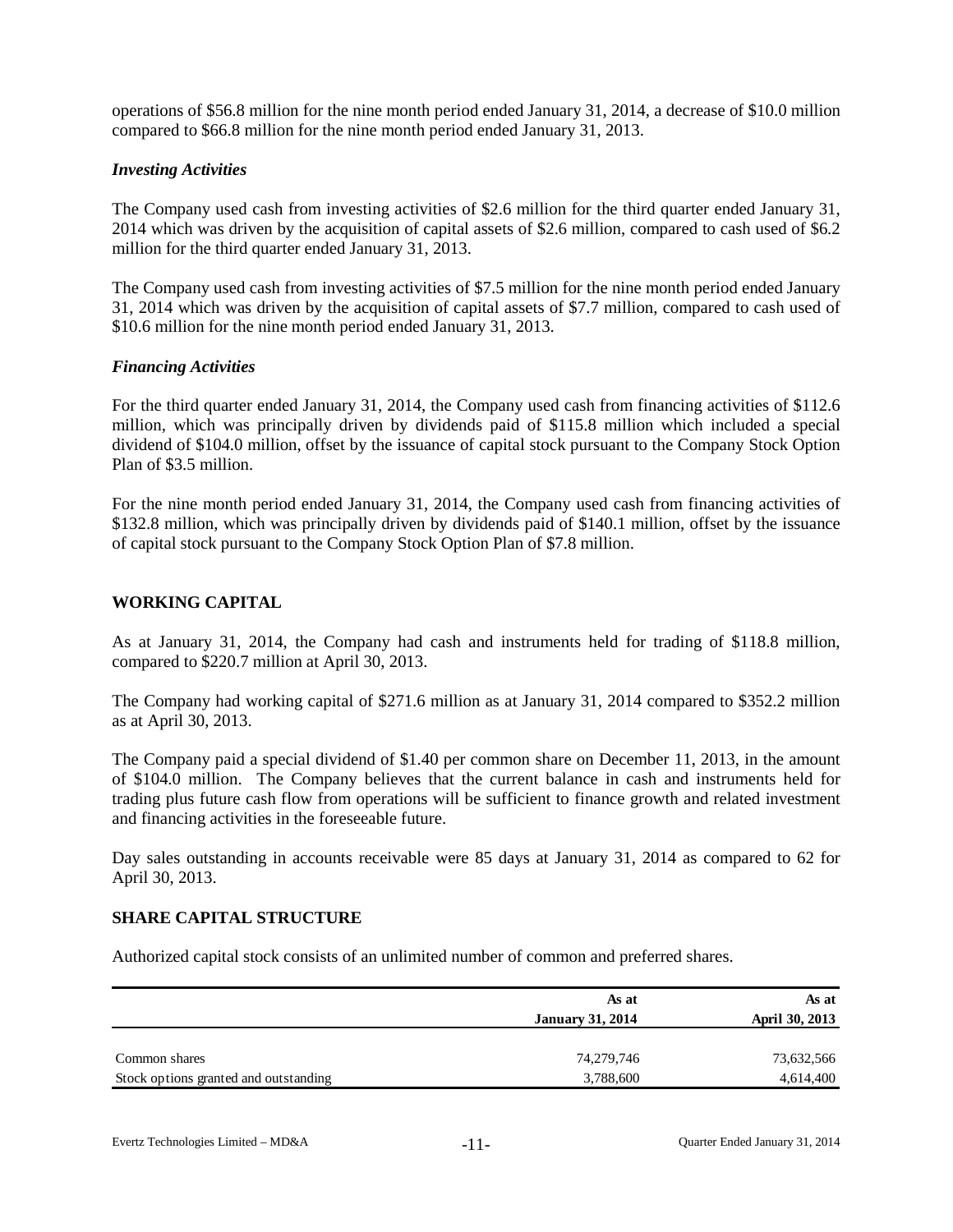operations of $56.8 million for the nine month period ended January 31, 2014, a decrease of $10.0 million compared to $66.8 million for the nine month period ended January 31, 2013.

### *Investing Activities*

The Company used cash from investing activities of $2.6 million for the third quarter ended January 31, 2014 which was driven by the acquisition of capital assets of $2.6 million, compared to cash used of $6.2 million for the third quarter ended January 31, 2013.

The Company used cash from investing activities of $7.5 million for the nine month period ended January 31, 2014 which was driven by the acquisition of capital assets of $7.7 million, compared to cash used of $10.6 million for the nine month period ended January 31, 2013.

### *Financing Activities*

For the third quarter ended January 31, 2014, the Company used cash from financing activities of $112.6 million, which was principally driven by dividends paid of $115.8 million which included a special dividend of $104.0 million, offset by the issuance of capital stock pursuant to the Company Stock Option Plan of $3.5 million.

For the nine month period ended January 31, 2014, the Company used cash from financing activities of $132.8 million, which was principally driven by dividends paid of $140.1 million, offset by the issuance of capital stock pursuant to the Company Stock Option Plan of $7.8 million.

## WORKING CAPITAL

As at January 31, 2014, the Company had cash and instruments held for trading of $118.8 million, compared to $220.7 million at April 30, 2013.

The Company had working capital of $271.6 million as at January 31, 2014 compared to $352.2 million as at April 30, 2013.

The Company paid a special dividend of $1.40 per common share on December 11, 2013, in the amount of $104.0 million. The Company believes that the current balance in cash and instruments held for trading plus future cash flow from operations will be sufficient to finance growth and related investment and financing activities in the foreseeable future.

Day sales outstanding in accounts receivable were 85 days at January 31, 2014 as compared to 62 for April 30, 2013.

## SHARE CAPITAL STRUCTURE

Authorized capital stock consists of an unlimited number of common and preferred shares.

| | As at January 31, 2014 | As at April 30, 2013 |
|---|---|---|
| Common shares | 74,279,746 | 73,632,566 |
| Stock options granted and outstanding | 3,788,600 | 4,614,400 |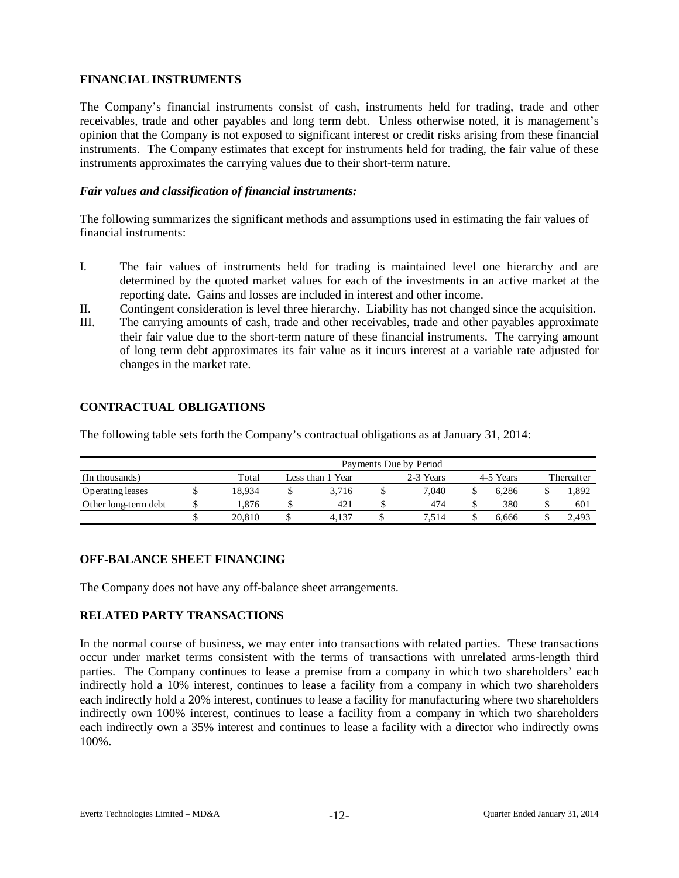## FINANCIAL INSTRUMENTS

The Company's financial instruments consist of cash, instruments held for trading, trade and other receivables, trade and other payables and long term debt. Unless otherwise noted, it is management's opinion that the Company is not exposed to significant interest or credit risks arising from these financial instruments. The Company estimates that except for instruments held for trading, the fair value of these instruments approximates the carrying values due to their short-term nature.

### *Fair values and classification of financial instruments:*

The following summarizes the significant methods and assumptions used in estimating the fair values of financial instruments:

I. The fair values of instruments held for trading is maintained level one hierarchy and are determined by the quoted market values for each of the investments in an active market at the reporting date. Gains and losses are included in interest and other income.

II. Contingent consideration is level three hierarchy. Liability has not changed since the acquisition.

III. The carrying amounts of cash, trade and other receivables, trade and other payables approximate their fair value due to the short-term nature of these financial instruments. The carrying amount of long term debt approximates its fair value as it incurs interest at a variable rate adjusted for changes in the market rate.

## CONTRACTUAL OBLIGATIONS

The following table sets forth the Company's contractual obligations as at January 31, 2014:

| | Payments Due by Period | | | | |
|---|---|---|---|---|---|
| (In thousands) | Total | Less than 1 Year | 2-3 Years | 4-5 Years | Thereafter |
| Operating leases | $ 18,934 | $ 3,716 | $ 7,040 | $ 6,286 | $ 1,892 |
| Other long-term debt | $ 1,876 | $ 421 | $ 474 | $ 380 | $ 601 |
| | $ 20,810 | $ 4,137 | $ 7,514 | $ 6,666 | $ 2,493 |

## OFF-BALANCE SHEET FINANCING

The Company does not have any off-balance sheet arrangements.

## RELATED PARTY TRANSACTIONS

In the normal course of business, we may enter into transactions with related parties. These transactions occur under market terms consistent with the terms of transactions with unrelated arms-length third parties. The Company continues to lease a premise from a company in which two shareholders' each indirectly hold a 10% interest, continues to lease a facility from a company in which two shareholders each indirectly hold a 20% interest, continues to lease a facility for manufacturing where two shareholders indirectly own 100% interest, continues to lease a facility from a company in which two shareholders each indirectly own a 35% interest and continues to lease a facility with a director who indirectly owns 100%.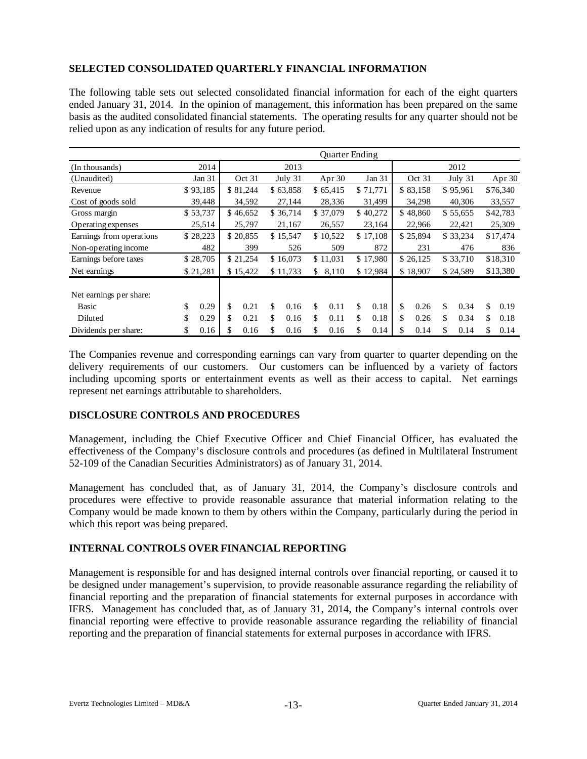## SELECTED CONSOLIDATED QUARTERLY FINANCIAL INFORMATION

The following table sets out selected consolidated financial information for each of the eight quarters ended January 31, 2014. In the opinion of management, this information has been prepared on the same basis as the audited consolidated financial statements. The operating results for any quarter should not be relied upon as any indication of results for any future period.

| | Quarter Ending | | | | | | | |
|---|---|---|---|---|---|---|---|---|
| (In thousands) | 2014 | 2013 | | | | 2012 | | |
| (Unaudited) | Jan 31 | Oct 31 | July 31 | Apr 30 | Jan 31 | Oct 31 | July 31 | Apr 30 |
| Revenue | $ 93,185 | $ 81,244 | $ 63,858 | $ 65,415 | $ 71,771 | $ 83,158 | $ 95,961 | $76,340 |
| Cost of goods sold | 39,448 | 34,592 | 27,144 | 28,336 | 31,499 | 34,298 | 40,306 | 33,557 |
| Gross margin | $ 53,737 | $ 46,652 | $ 36,714 | $ 37,079 | $ 40,272 | $ 48,860 | $ 55,655 | $42,783 |
| Operating expenses | 25,514 | 25,797 | 21,167 | 26,557 | 23,164 | 22,966 | 22,421 | 25,309 |
| Earnings from operations | $ 28,223 | $ 20,855 | $ 15,547 | $ 10,522 | $ 17,108 | $ 25,894 | $ 33,234 | $17,474 |
| Non-operating income | 482 | 399 | 526 | 509 | 872 | 231 | 476 | 836 |
| Earnings before taxes | $ 28,705 | $ 21,254 | $ 16,073 | $ 11,031 | $ 17,980 | $ 26,125 | $ 33,710 | $18,310 |
| Net earnings | $ 21,281 | $ 15,422 | $ 11,733 | $ 8,110 | $ 12,984 | $ 18,907 | $ 24,589 | $13,380 |
| Net earnings per share: | | | | | | | | |
| Basic | $ 0.29 | $ 0.21 | $ 0.16 | $ 0.11 | $ 0.18 | $ 0.26 | $ 0.34 | $ 0.19 |
| Diluted | $ 0.29 | $ 0.21 | $ 0.16 | $ 0.11 | $ 0.18 | $ 0.26 | $ 0.34 | $ 0.18 |
| Dividends per share: | $ 0.16 | $ 0.16 | $ 0.16 | $ 0.16 | $ 0.14 | $ 0.14 | $ 0.14 | $ 0.14 |

The Companies revenue and corresponding earnings can vary from quarter to quarter depending on the delivery requirements of our customers. Our customers can be influenced by a variety of factors including upcoming sports or entertainment events as well as their access to capital. Net earnings represent net earnings attributable to shareholders.

## DISCLOSURE CONTROLS AND PROCEDURES

Management, including the Chief Executive Officer and Chief Financial Officer, has evaluated the effectiveness of the Company's disclosure controls and procedures (as defined in Multilateral Instrument 52-109 of the Canadian Securities Administrators) as of January 31, 2014.

Management has concluded that, as of January 31, 2014, the Company's disclosure controls and procedures were effective to provide reasonable assurance that material information relating to the Company would be made known to them by others within the Company, particularly during the period in which this report was being prepared.

## INTERNAL CONTROLS OVER FINANCIAL REPORTING

Management is responsible for and has designed internal controls over financial reporting, or caused it to be designed under management's supervision, to provide reasonable assurance regarding the reliability of financial reporting and the preparation of financial statements for external purposes in accordance with IFRS. Management has concluded that, as of January 31, 2014, the Company's internal controls over financial reporting were effective to provide reasonable assurance regarding the reliability of financial reporting and the preparation of financial statements for external purposes in accordance with IFRS.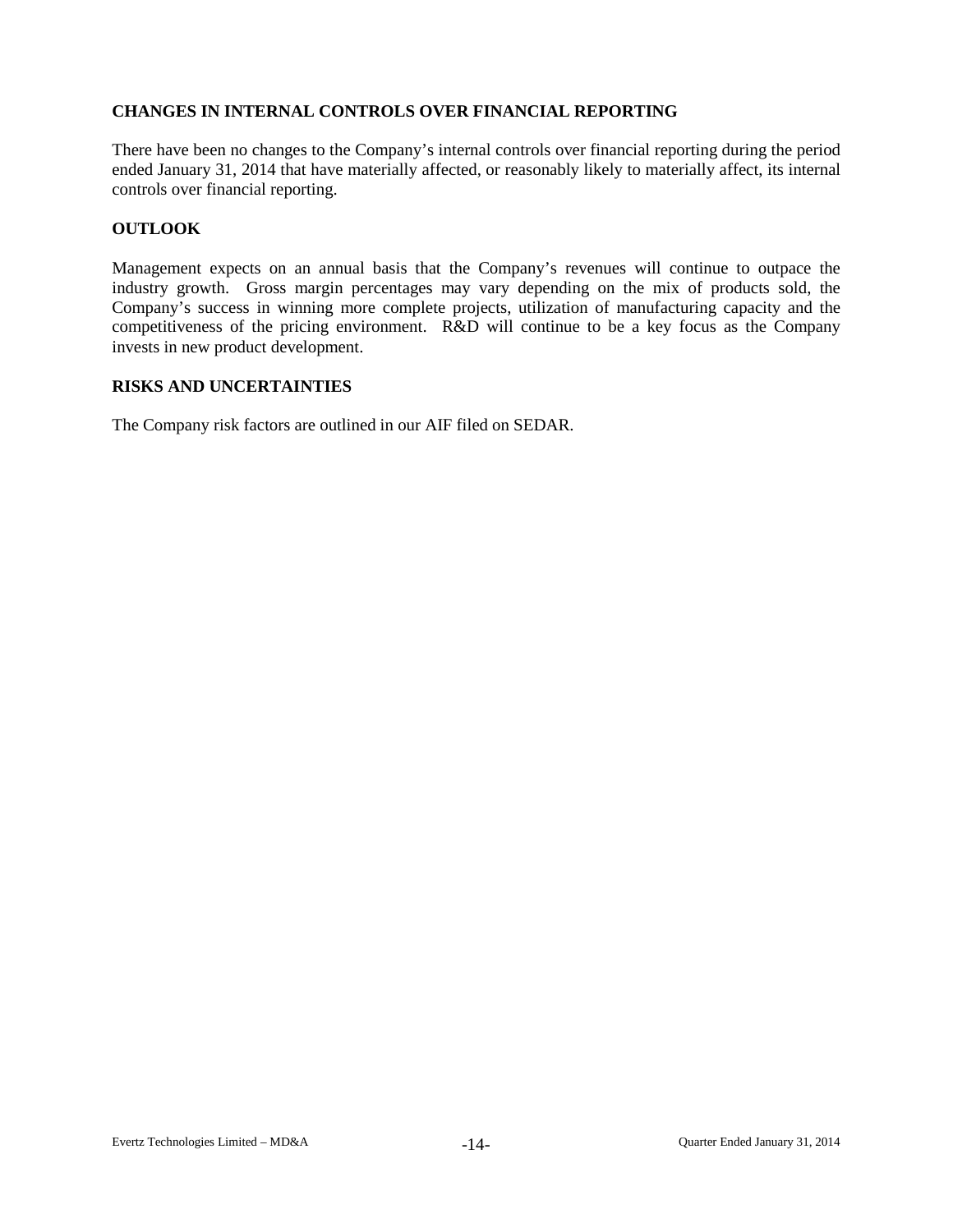## CHANGES IN INTERNAL CONTROLS OVER FINANCIAL REPORTING

There have been no changes to the Company's internal controls over financial reporting during the period ended January 31, 2014 that have materially affected, or reasonably likely to materially affect, its internal controls over financial reporting.

## OUTLOOK

Management expects on an annual basis that the Company's revenues will continue to outpace the industry growth. Gross margin percentages may vary depending on the mix of products sold, the Company's success in winning more complete projects, utilization of manufacturing capacity and the competitiveness of the pricing environment. R&D will continue to be a key focus as the Company invests in new product development.

## RISKS AND UNCERTAINTIES

The Company risk factors are outlined in our AIF filed on SEDAR.